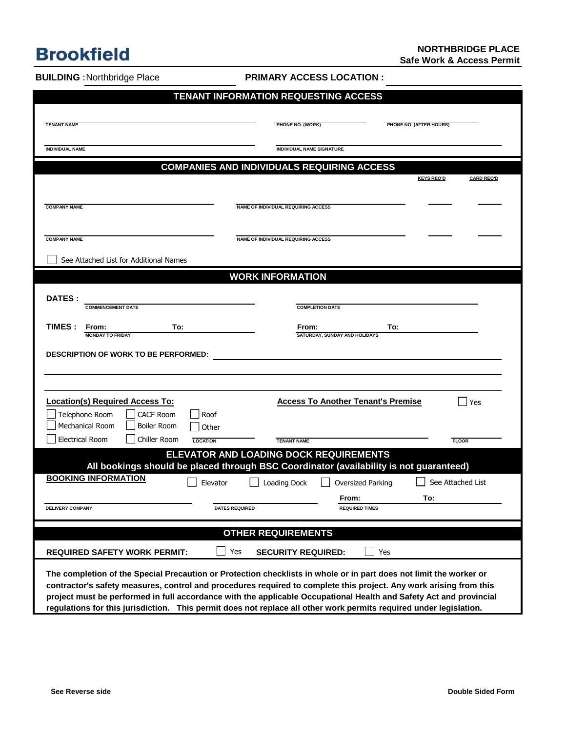**Brookfield**

**NORTHBRIDGE PLACE**
**Safe Work & Access Permit**

**BUILDING :** Northbridge Place

**PRIMARY ACCESS LOCATION :**

## TENANT INFORMATION REQUESTING ACCESS

TENANT NAME _______________ PHONE NO. (WORK) _______________ PHONE NO. (AFTER HOURS) _______________

INDIVIDUAL NAME _______________ INDIVIDUAL NAME SIGNATURE _______________

## COMPANIES AND INDIVIDUALS REQUIRING ACCESS

| COMPANY NAME | NAME OF INDIVIDUAL REQUIRING ACCESS | KEYS REQ'D | CARD REQ'D |
|---|---|---|---|
| | | | |
| | | | |

☐ See Attached List for Additional Names

## WORK INFORMATION

**DATES :** COMMENCEMENT DATE _______________ COMPLETION DATE _______________

**TIMES :** **From:** _______ **To:** _______ (MONDAY TO FRIDAY) **From:** _______ **To:** _______ (SATURDAY, SUNDAY AND HOLIDAYS)

**DESCRIPTION OF WORK TO BE PERFORMED:**

**Location(s) Required Access To:**

☐ Telephone Room ☐ CACF Room ☐ Roof
☐ Mechanical Room ☐ Boiler Room ☐ Other
☐ Electrical Room ☐ Chiller Room

LOCATION _______________

**Access To Another Tenant's Premise** ☐ Yes

TENANT NAME _______________ FLOOR _______________

## ELEVATOR AND LOADING DOCK REQUIREMENTS

**All bookings should be placed through BSC Coordinator (availability is not guaranteed)**

**BOOKING INFORMATION** ☐ Elevator ☐ Loading Dock ☐ Oversized Parking ☐ See Attached List

DELIVERY COMPANY _______________ DATES REQUIRED _______________ REQUIRED TIMES **From:** _______ **To:** _______

## OTHER REQUIREMENTS

**REQUIRED SAFETY WORK PERMIT:** ☐ Yes **SECURITY REQUIRED:** ☐ Yes

**The completion of the Special Precaution or Protection checklists in whole or in part does not limit the worker or contractor's safety measures, control and procedures required to complete this project. Any work arising from this project must be performed in full accordance with the applicable Occupational Health and Safety Act and provincial regulations for this jurisdiction. This permit does not replace all other work permits required under legislation.**

**See Reverse side** **Double Sided Form**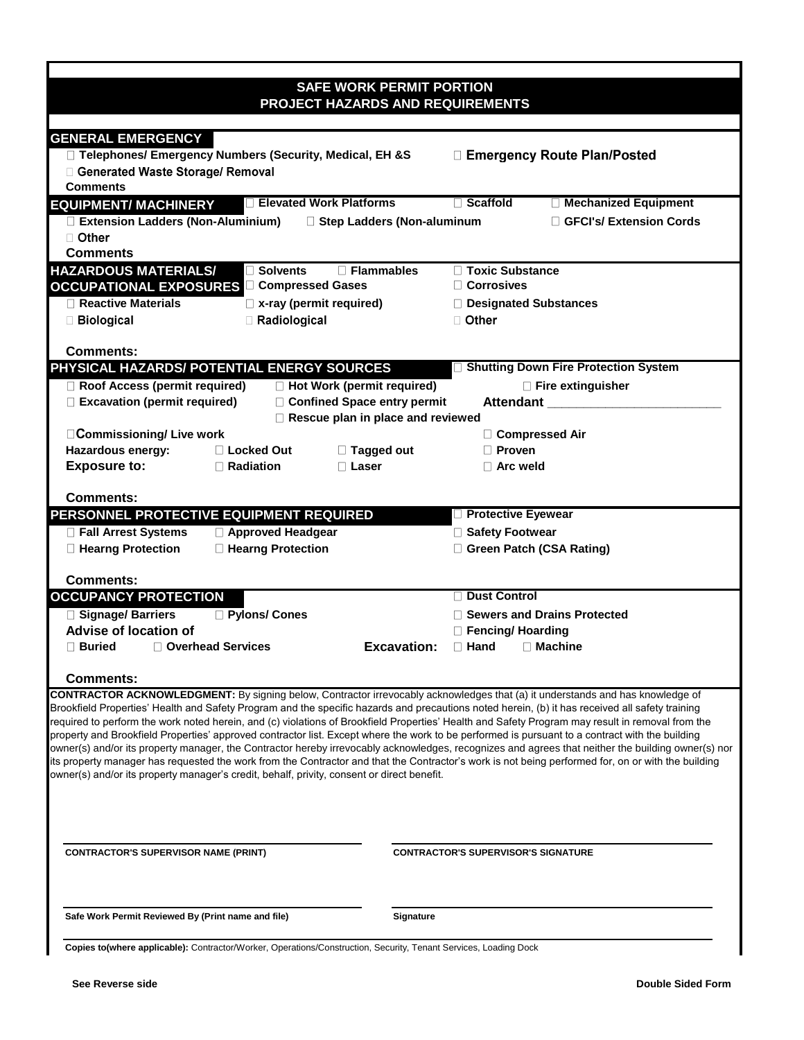# SAFE WORK PERMIT PORTION
## PROJECT HAZARDS AND REQUIREMENTS

### GENERAL EMERGENCY

□ Telephones/ Emergency Numbers (Security, Medical, EH &S □ Emergency Route Plan/Posted
□ Generated Waste Storage/ Removal

**Comments**

### EQUIPMENT/ MACHINERY

□ Elevated Work Platforms □ Scaffold □ Mechanized Equipment
□ Extension Ladders (Non-Aluminium) □ Step Ladders (Non-aluminum □ GFCI's/ Extension Cords
□ Other

**Comments**

### HAZARDOUS MATERIALS/ OCCUPATIONAL EXPOSURES

□ Solvents □ Flammables □ Toxic Substance
□ Compressed Gases □ Corrosives
□ Reactive Materials □ x-ray (permit required) □ Designated Substances
□ Biological □ Radiological □ Other

**Comments:**

### PHYSICAL HAZARDS/ POTENTIAL ENERGY SOURCES

□ Shutting Down Fire Protection System
□ Roof Access (permit required) □ Hot Work (permit required) □ Fire extinguisher
□ Excavation (permit required) □ Confined Space entry permit **Attendant** ________________________
□ Rescue plan in place and reviewed
□ Commissioning/ Live work □ Compressed Air
**Hazardous energy:** □ Locked Out □ Tagged out □ Proven
**Exposure to:** □ Radiation □ Laser □ Arc weld

**Comments:**

### PERSONNEL PROTECTIVE EQUIPMENT REQUIRED

□ Protective Eyewear
□ Fall Arrest Systems □ Approved Headgear □ Safety Footwear
□ Hearng Protection □ Hearng Protection □ Green Patch (CSA Rating)

**Comments:**

### OCCUPANCY PROTECTION

□ Dust Control
□ Signage/ Barriers □ Pylons/ Cones □ Sewers and Drains Protected
**Advise of location of** □ Fencing/ Hoarding
□ Buried □ Overhead Services **Excavation:** □ Hand □ Machine

**Comments:**

**CONTRACTOR ACKNOWLEDGMENT:** By signing below, Contractor irrevocably acknowledges that (a) it understands and has knowledge of Brookfield Properties' Health and Safety Program and the specific hazards and precautions noted herein, (b) it has received all safety training required to perform the work noted herein, and (c) violations of Brookfield Properties' Health and Safety Program may result in removal from the property and Brookfield Properties' approved contractor list. Except where the work to be performed is pursuant to a contract with the building owner(s) and/or its property manager, the Contractor hereby irrevocably acknowledges, recognizes and agrees that neither the building owner(s) nor its property manager has requested the work from the Contractor and that the Contractor's work is not being performed for, on or with the building owner(s) and/or its property manager's credit, behalf, privity, consent or direct benefit.

______________________________ ______________________________
**CONTRACTOR'S SUPERVISOR NAME (PRINT)** **CONTRACTOR'S SUPERVISOR'S SIGNATURE**

______________________________ ______________________________
**Safe Work Permit Reviewed By (Print name and file)** **Signature**

**Copies to(where applicable):** Contractor/Worker, Operations/Construction, Security, Tenant Services, Loading Dock

**See Reverse side** **Double Sided Form**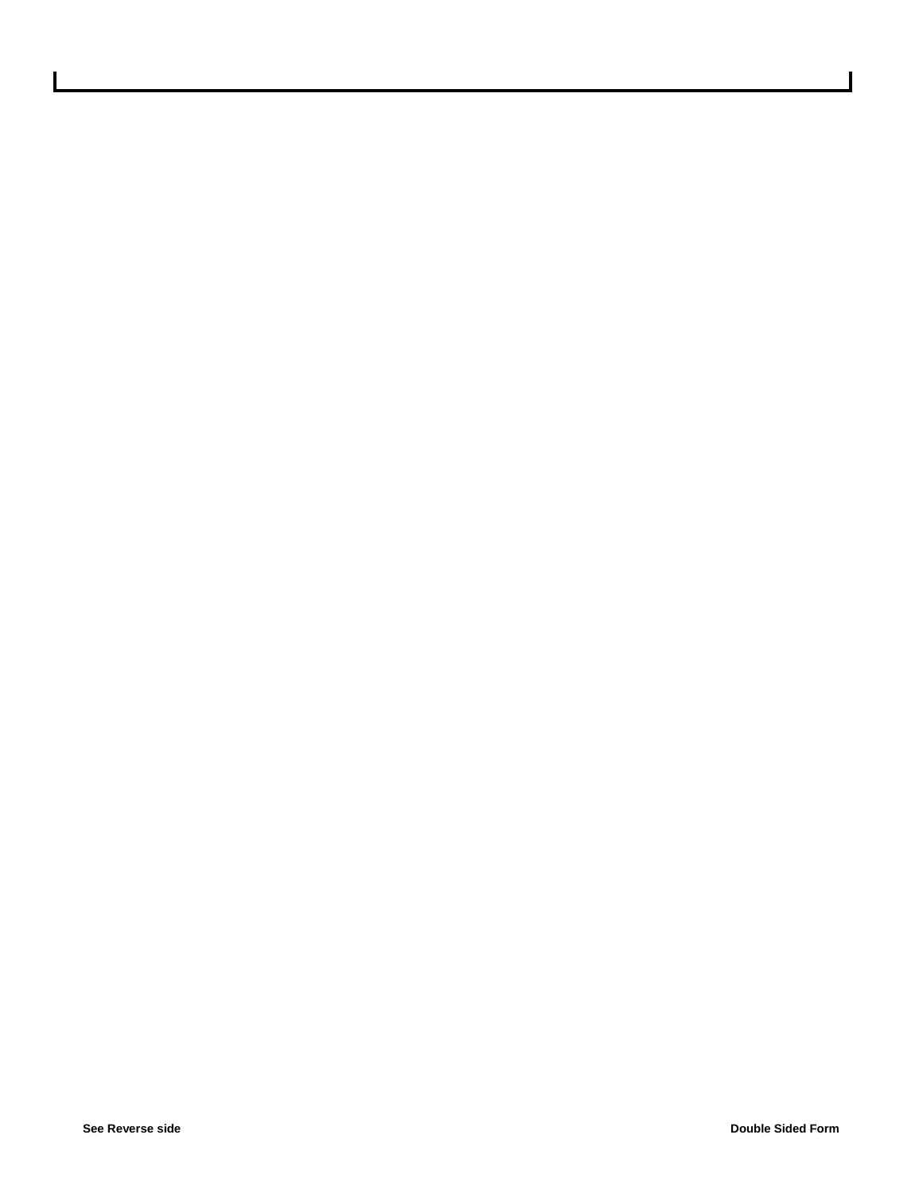See Reverse side

Double Sided Form